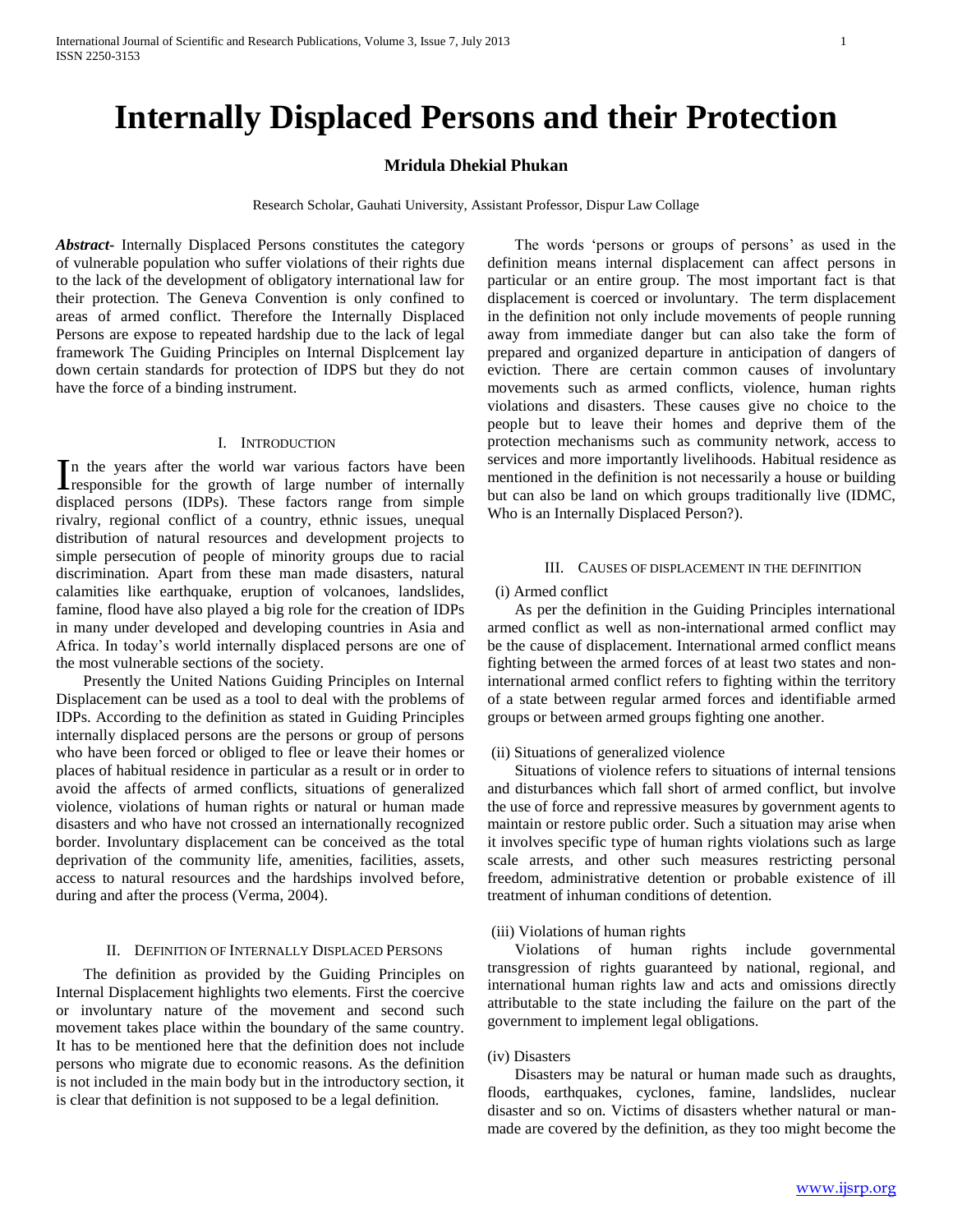# Internally Displaced Persons and their Protection

**Mridula Dhekial Phukan**

Research Scholar, Gauhati University, Assistant Professor, Dispur Law Collage

***Abstract-*** Internally Displaced Persons constitutes the category of vulnerable population who suffer violations of their rights due to the lack of the development of obligatory international law for their protection. The Geneva Convention is only confined to areas of armed conflict. Therefore the Internally Displaced Persons are expose to repeated hardship due to the lack of legal framework The Guiding Principles on Internal Displcement lay down certain standards for protection of IDPS but they do not have the force of a binding instrument.

## I. Introduction

In the years after the world war various factors have been responsible for the growth of large number of internally displaced persons (IDPs). These factors range from simple rivalry, regional conflict of a country, ethnic issues, unequal distribution of natural resources and development projects to simple persecution of people of minority groups due to racial discrimination. Apart from these man made disasters, natural calamities like earthquake, eruption of volcanoes, landslides, famine, flood have also played a big role for the creation of IDPs in many under developed and developing countries in Asia and Africa. In today's world internally displaced persons are one of the most vulnerable sections of the society.

Presently the United Nations Guiding Principles on Internal Displacement can be used as a tool to deal with the problems of IDPs. According to the definition as stated in Guiding Principles internally displaced persons are the persons or group of persons who have been forced or obliged to flee or leave their homes or places of habitual residence in particular as a result or in order to avoid the affects of armed conflicts, situations of generalized violence, violations of human rights or natural or human made disasters and who have not crossed an internationally recognized border. Involuntary displacement can be conceived as the total deprivation of the community life, amenities, facilities, assets, access to natural resources and the hardships involved before, during and after the process (Verma, 2004).

## II. Definition of Internally Displaced Persons

The definition as provided by the Guiding Principles on Internal Displacement highlights two elements. First the coercive or involuntary nature of the movement and second such movement takes place within the boundary of the same country. It has to be mentioned here that the definition does not include persons who migrate due to economic reasons. As the definition is not included in the main body but in the introductory section, it is clear that definition is not supposed to be a legal definition.

The words 'persons or groups of persons' as used in the definition means internal displacement can affect persons in particular or an entire group. The most important fact is that displacement is coerced or involuntary. The term displacement in the definition not only include movements of people running away from immediate danger but can also take the form of prepared and organized departure in anticipation of dangers of eviction. There are certain common causes of involuntary movements such as armed conflicts, violence, human rights violations and disasters. These causes give no choice to the people but to leave their homes and deprive them of the protection mechanisms such as community network, access to services and more importantly livelihoods. Habitual residence as mentioned in the definition is not necessarily a house or building but can also be land on which groups traditionally live (IDMC, Who is an Internally Displaced Person?).

## III. Causes of Displacement in the Definition

(i) Armed conflict

As per the definition in the Guiding Principles international armed conflict as well as non-international armed conflict may be the cause of displacement. International armed conflict means fighting between the armed forces of at least two states and non-international armed conflict refers to fighting within the territory of a state between regular armed forces and identifiable armed groups or between armed groups fighting one another.

(ii) Situations of generalized violence

Situations of violence refers to situations of internal tensions and disturbances which fall short of armed conflict, but involve the use of force and repressive measures by government agents to maintain or restore public order. Such a situation may arise when it involves specific type of human rights violations such as large scale arrests, and other such measures restricting personal freedom, administrative detention or probable existence of ill treatment of inhuman conditions of detention.

(iii) Violations of human rights

Violations of human rights include governmental transgression of rights guaranteed by national, regional, and international human rights law and acts and omissions directly attributable to the state including the failure on the part of the government to implement legal obligations.

(iv) Disasters

Disasters may be natural or human made such as draughts, floods, earthquakes, cyclones, famine, landslides, nuclear disaster and so on. Victims of disasters whether natural or man-made are covered by the definition, as they too might become the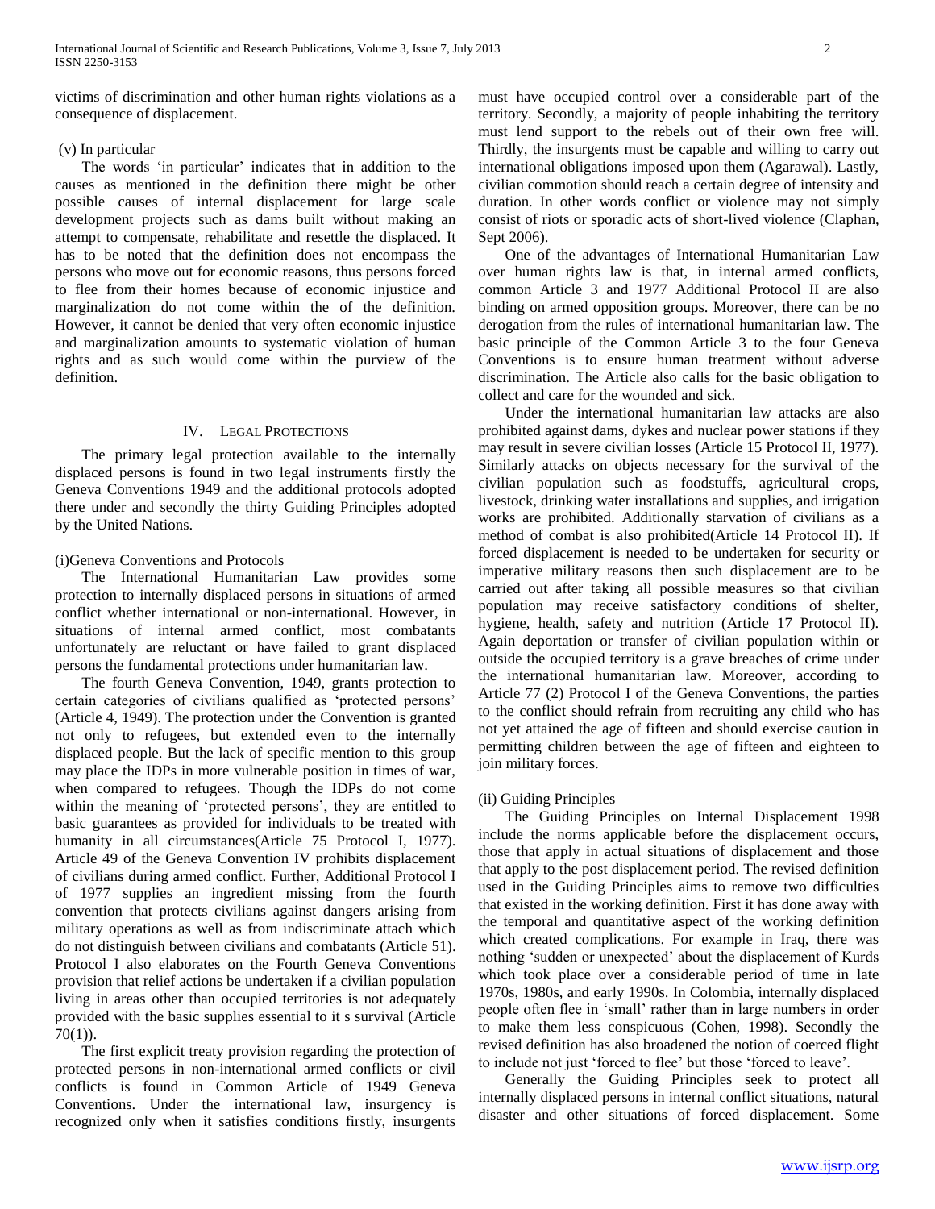victims of discrimination and other human rights violations as a consequence of displacement.

(v) In particular

The words 'in particular' indicates that in addition to the causes as mentioned in the definition there might be other possible causes of internal displacement for large scale development projects such as dams built without making an attempt to compensate, rehabilitate and resettle the displaced. It has to be noted that the definition does not encompass the persons who move out for economic reasons, thus persons forced to flee from their homes because of economic injustice and marginalization do not come within the of the definition. However, it cannot be denied that very often economic injustice and marginalization amounts to systematic violation of human rights and as such would come within the purview of the definition.

## IV. Legal Protections

The primary legal protection available to the internally displaced persons is found in two legal instruments firstly the Geneva Conventions 1949 and the additional protocols adopted there under and secondly the thirty Guiding Principles adopted by the United Nations.

(i)Geneva Conventions and Protocols

The International Humanitarian Law provides some protection to internally displaced persons in situations of armed conflict whether international or non-international. However, in situations of internal armed conflict, most combatants unfortunately are reluctant or have failed to grant displaced persons the fundamental protections under humanitarian law.

The fourth Geneva Convention, 1949, grants protection to certain categories of civilians qualified as 'protected persons' (Article 4, 1949). The protection under the Convention is granted not only to refugees, but extended even to the internally displaced people. But the lack of specific mention to this group may place the IDPs in more vulnerable position in times of war, when compared to refugees. Though the IDPs do not come within the meaning of 'protected persons', they are entitled to basic guarantees as provided for individuals to be treated with humanity in all circumstances(Article 75 Protocol I, 1977). Article 49 of the Geneva Convention IV prohibits displacement of civilians during armed conflict. Further, Additional Protocol I of 1977 supplies an ingredient missing from the fourth convention that protects civilians against dangers arising from military operations as well as from indiscriminate attach which do not distinguish between civilians and combatants (Article 51). Protocol I also elaborates on the Fourth Geneva Conventions provision that relief actions be undertaken if a civilian population living in areas other than occupied territories is not adequately provided with the basic supplies essential to it s survival (Article 70(1)).

The first explicit treaty provision regarding the protection of protected persons in non-international armed conflicts or civil conflicts is found in Common Article of 1949 Geneva Conventions. Under the international law, insurgency is recognized only when it satisfies conditions firstly, insurgents must have occupied control over a considerable part of the territory. Secondly, a majority of people inhabiting the territory must lend support to the rebels out of their own free will. Thirdly, the insurgents must be capable and willing to carry out international obligations imposed upon them (Agarawal). Lastly, civilian commotion should reach a certain degree of intensity and duration. In other words conflict or violence may not simply consist of riots or sporadic acts of short-lived violence (Claphan, Sept 2006).

One of the advantages of International Humanitarian Law over human rights law is that, in internal armed conflicts, common Article 3 and 1977 Additional Protocol II are also binding on armed opposition groups. Moreover, there can be no derogation from the rules of international humanitarian law. The basic principle of the Common Article 3 to the four Geneva Conventions is to ensure human treatment without adverse discrimination. The Article also calls for the basic obligation to collect and care for the wounded and sick.

Under the international humanitarian law attacks are also prohibited against dams, dykes and nuclear power stations if they may result in severe civilian losses (Article 15 Protocol II, 1977). Similarly attacks on objects necessary for the survival of the civilian population such as foodstuffs, agricultural crops, livestock, drinking water installations and supplies, and irrigation works are prohibited. Additionally starvation of civilians as a method of combat is also prohibited(Article 14 Protocol II). If forced displacement is needed to be undertaken for security or imperative military reasons then such displacement are to be carried out after taking all possible measures so that civilian population may receive satisfactory conditions of shelter, hygiene, health, safety and nutrition (Article 17 Protocol II). Again deportation or transfer of civilian population within or outside the occupied territory is a grave breaches of crime under the international humanitarian law. Moreover, according to Article 77 (2) Protocol I of the Geneva Conventions, the parties to the conflict should refrain from recruiting any child who has not yet attained the age of fifteen and should exercise caution in permitting children between the age of fifteen and eighteen to join military forces.

(ii) Guiding Principles

The Guiding Principles on Internal Displacement 1998 include the norms applicable before the displacement occurs, those that apply in actual situations of displacement and those that apply to the post displacement period. The revised definition used in the Guiding Principles aims to remove two difficulties that existed in the working definition. First it has done away with the temporal and quantitative aspect of the working definition which created complications. For example in Iraq, there was nothing 'sudden or unexpected' about the displacement of Kurds which took place over a considerable period of time in late 1970s, 1980s, and early 1990s. In Colombia, internally displaced people often flee in 'small' rather than in large numbers in order to make them less conspicuous (Cohen, 1998). Secondly the revised definition has also broadened the notion of coerced flight to include not just 'forced to flee' but those 'forced to leave'.

Generally the Guiding Principles seek to protect all internally displaced persons in internal conflict situations, natural disaster and other situations of forced displacement. Some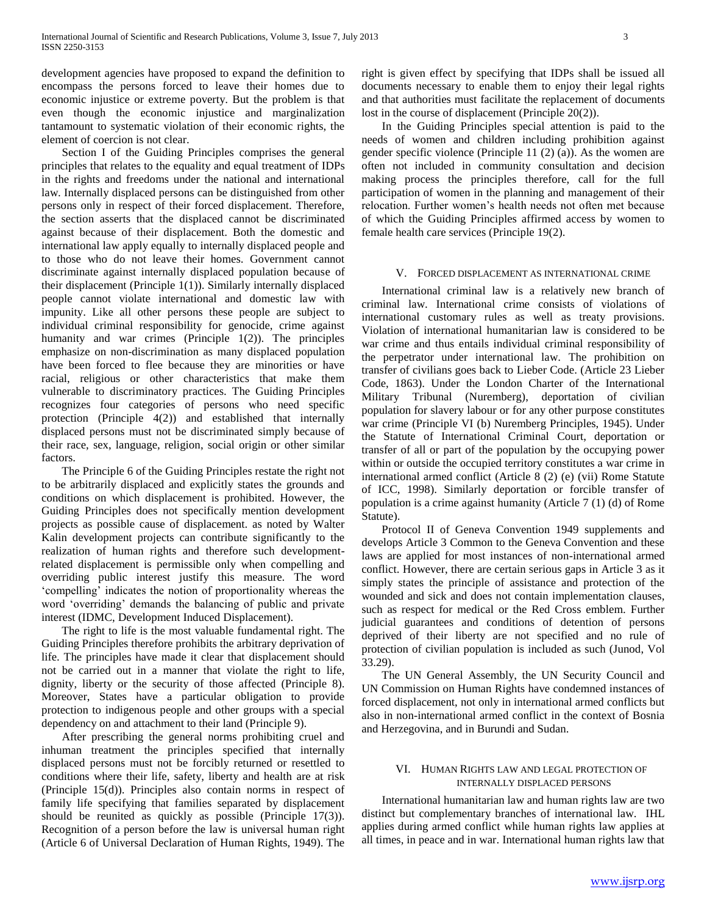development agencies have proposed to expand the definition to encompass the persons forced to leave their homes due to economic injustice or extreme poverty. But the problem is that even though the economic injustice and marginalization tantamount to systematic violation of their economic rights, the element of coercion is not clear.

Section I of the Guiding Principles comprises the general principles that relates to the equality and equal treatment of IDPs in the rights and freedoms under the national and international law. Internally displaced persons can be distinguished from other persons only in respect of their forced displacement. Therefore, the section asserts that the displaced cannot be discriminated against because of their displacement. Both the domestic and international law apply equally to internally displaced people and to those who do not leave their homes. Government cannot discriminate against internally displaced population because of their displacement (Principle 1(1)). Similarly internally displaced people cannot violate international and domestic law with impunity. Like all other persons these people are subject to individual criminal responsibility for genocide, crime against humanity and war crimes (Principle 1(2)). The principles emphasize on non-discrimination as many displaced population have been forced to flee because they are minorities or have racial, religious or other characteristics that make them vulnerable to discriminatory practices. The Guiding Principles recognizes four categories of persons who need specific protection (Principle 4(2)) and established that internally displaced persons must not be discriminated simply because of their race, sex, language, religion, social origin or other similar factors.

The Principle 6 of the Guiding Principles restate the right not to be arbitrarily displaced and explicitly states the grounds and conditions on which displacement is prohibited. However, the Guiding Principles does not specifically mention development projects as possible cause of displacement. as noted by Walter Kalin development projects can contribute significantly to the realization of human rights and therefore such development-related displacement is permissible only when compelling and overriding public interest justify this measure. The word 'compelling' indicates the notion of proportionality whereas the word 'overriding' demands the balancing of public and private interest (IDMC, Development Induced Displacement).

The right to life is the most valuable fundamental right. The Guiding Principles therefore prohibits the arbitrary deprivation of life. The principles have made it clear that displacement should not be carried out in a manner that violate the right to life, dignity, liberty or the security of those affected (Principle 8). Moreover, States have a particular obligation to provide protection to indigenous people and other groups with a special dependency on and attachment to their land (Principle 9).

After prescribing the general norms prohibiting cruel and inhuman treatment the principles specified that internally displaced persons must not be forcibly returned or resettled to conditions where their life, safety, liberty and health are at risk (Principle 15(d)). Principles also contain norms in respect of family life specifying that families separated by displacement should be reunited as quickly as possible (Principle 17(3)). Recognition of a person before the law is universal human right (Article 6 of Universal Declaration of Human Rights, 1949). The right is given effect by specifying that IDPs shall be issued all documents necessary to enable them to enjoy their legal rights and that authorities must facilitate the replacement of documents lost in the course of displacement (Principle 20(2)).

In the Guiding Principles special attention is paid to the needs of women and children including prohibition against gender specific violence (Principle 11 (2) (a)). As the women are often not included in community consultation and decision making process the principles therefore, call for the full participation of women in the planning and management of their relocation. Further women's health needs not often met because of which the Guiding Principles affirmed access by women to female health care services (Principle 19(2).

## V. Forced displacement as international crime

International criminal law is a relatively new branch of criminal law. International crime consists of violations of international customary rules as well as treaty provisions. Violation of international humanitarian law is considered to be war crime and thus entails individual criminal responsibility of the perpetrator under international law. The prohibition on transfer of civilians goes back to Lieber Code. (Article 23 Lieber Code, 1863). Under the London Charter of the International Military Tribunal (Nuremberg), deportation of civilian population for slavery labour or for any other purpose constitutes war crime (Principle VI (b) Nuremberg Principles, 1945). Under the Statute of International Criminal Court, deportation or transfer of all or part of the population by the occupying power within or outside the occupied territory constitutes a war crime in international armed conflict (Article 8 (2) (e) (vii) Rome Statute of ICC, 1998). Similarly deportation or forcible transfer of population is a crime against humanity (Article 7 (1) (d) of Rome Statute).

Protocol II of Geneva Convention 1949 supplements and develops Article 3 Common to the Geneva Convention and these laws are applied for most instances of non-international armed conflict. However, there are certain serious gaps in Article 3 as it simply states the principle of assistance and protection of the wounded and sick and does not contain implementation clauses, such as respect for medical or the Red Cross emblem. Further judicial guarantees and conditions of detention of persons deprived of their liberty are not specified and no rule of protection of civilian population is included as such (Junod, Vol 33.29).

The UN General Assembly, the UN Security Council and UN Commission on Human Rights have condemned instances of forced displacement, not only in international armed conflicts but also in non-international armed conflict in the context of Bosnia and Herzegovina, and in Burundi and Sudan.

## VI. Human Rights law and legal protection of internally displaced persons

International humanitarian law and human rights law are two distinct but complementary branches of international law. IHL applies during armed conflict while human rights law applies at all times, in peace and in war. International human rights law that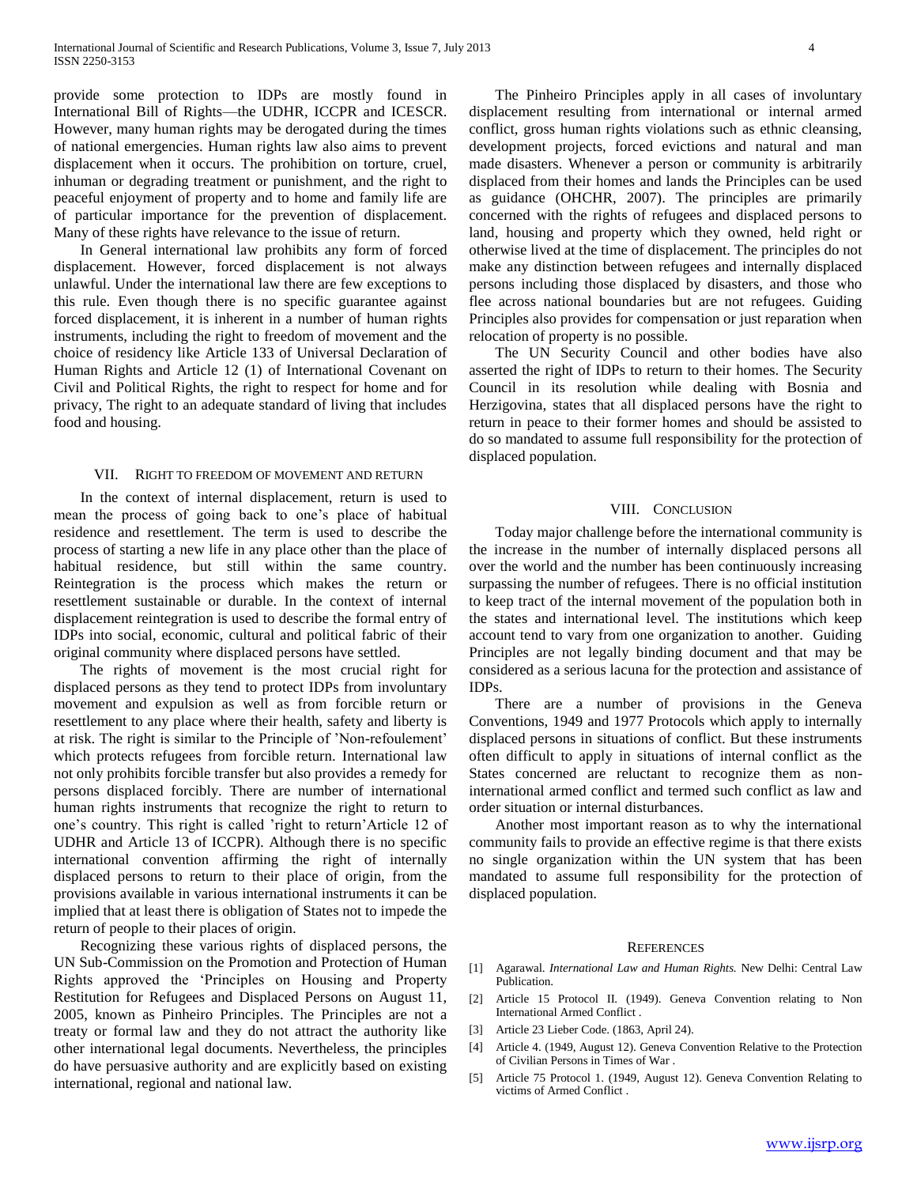provide some protection to IDPs are mostly found in International Bill of Rights—the UDHR, ICCPR and ICESCR. However, many human rights may be derogated during the times of national emergencies. Human rights law also aims to prevent displacement when it occurs. The prohibition on torture, cruel, inhuman or degrading treatment or punishment, and the right to peaceful enjoyment of property and to home and family life are of particular importance for the prevention of displacement. Many of these rights have relevance to the issue of return.

In General international law prohibits any form of forced displacement. However, forced displacement is not always unlawful. Under the international law there are few exceptions to this rule. Even though there is no specific guarantee against forced displacement, it is inherent in a number of human rights instruments, including the right to freedom of movement and the choice of residency like Article 133 of Universal Declaration of Human Rights and Article 12 (1) of International Covenant on Civil and Political Rights, the right to respect for home and for privacy, The right to an adequate standard of living that includes food and housing.

## VII. Right to Freedom of Movement and Return

In the context of internal displacement, return is used to mean the process of going back to one's place of habitual residence and resettlement. The term is used to describe the process of starting a new life in any place other than the place of habitual residence, but still within the same country. Reintegration is the process which makes the return or resettlement sustainable or durable. In the context of internal displacement reintegration is used to describe the formal entry of IDPs into social, economic, cultural and political fabric of their original community where displaced persons have settled.

The rights of movement is the most crucial right for displaced persons as they tend to protect IDPs from involuntary movement and expulsion as well as from forcible return or resettlement to any place where their health, safety and liberty is at risk. The right is similar to the Principle of 'Non-refoulement' which protects refugees from forcible return. International law not only prohibits forcible transfer but also provides a remedy for persons displaced forcibly. There are number of international human rights instruments that recognize the right to return to one's country. This right is called 'right to return'Article 12 of UDHR and Article 13 of ICCPR). Although there is no specific international convention affirming the right of internally displaced persons to return to their place of origin, from the provisions available in various international instruments it can be implied that at least there is obligation of States not to impede the return of people to their places of origin.

Recognizing these various rights of displaced persons, the UN Sub-Commission on the Promotion and Protection of Human Rights approved the 'Principles on Housing and Property Restitution for Refugees and Displaced Persons on August 11, 2005, known as Pinheiro Principles. The Principles are not a treaty or formal law and they do not attract the authority like other international legal documents. Nevertheless, the principles do have persuasive authority and are explicitly based on existing international, regional and national law.

The Pinheiro Principles apply in all cases of involuntary displacement resulting from international or internal armed conflict, gross human rights violations such as ethnic cleansing, development projects, forced evictions and natural and man made disasters. Whenever a person or community is arbitrarily displaced from their homes and lands the Principles can be used as guidance (OHCHR, 2007). The principles are primarily concerned with the rights of refugees and displaced persons to land, housing and property which they owned, held right or otherwise lived at the time of displacement. The principles do not make any distinction between refugees and internally displaced persons including those displaced by disasters, and those who flee across national boundaries but are not refugees. Guiding Principles also provides for compensation or just reparation when relocation of property is no possible.

The UN Security Council and other bodies have also asserted the right of IDPs to return to their homes. The Security Council in its resolution while dealing with Bosnia and Herzigovina, states that all displaced persons have the right to return in peace to their former homes and should be assisted to do so mandated to assume full responsibility for the protection of displaced population.

## VIII. Conclusion

Today major challenge before the international community is the increase in the number of internally displaced persons all over the world and the number has been continuously increasing surpassing the number of refugees. There is no official institution to keep tract of the internal movement of the population both in the states and international level. The institutions which keep account tend to vary from one organization to another. Guiding Principles are not legally binding document and that may be considered as a serious lacuna for the protection and assistance of IDPs.

There are a number of provisions in the Geneva Conventions, 1949 and 1977 Protocols which apply to internally displaced persons in situations of conflict. But these instruments often difficult to apply in situations of internal conflict as the States concerned are reluctant to recognize them as non-international armed conflict and termed such conflict as law and order situation or internal disturbances.

Another most important reason as to why the international community fails to provide an effective regime is that there exists no single organization within the UN system that has been mandated to assume full responsibility for the protection of displaced population.

## References

[1] Agarawal. *International Law and Human Rights.* New Delhi: Central Law Publication.

[2] Article 15 Protocol II. (1949). Geneva Convention relating to Non International Armed Conflict .

[3] Article 23 Lieber Code. (1863, April 24).

[4] Article 4. (1949, August 12). Geneva Convention Relative to the Protection of Civilian Persons in Times of War .

[5] Article 75 Protocol 1. (1949, August 12). Geneva Convention Relating to victims of Armed Conflict .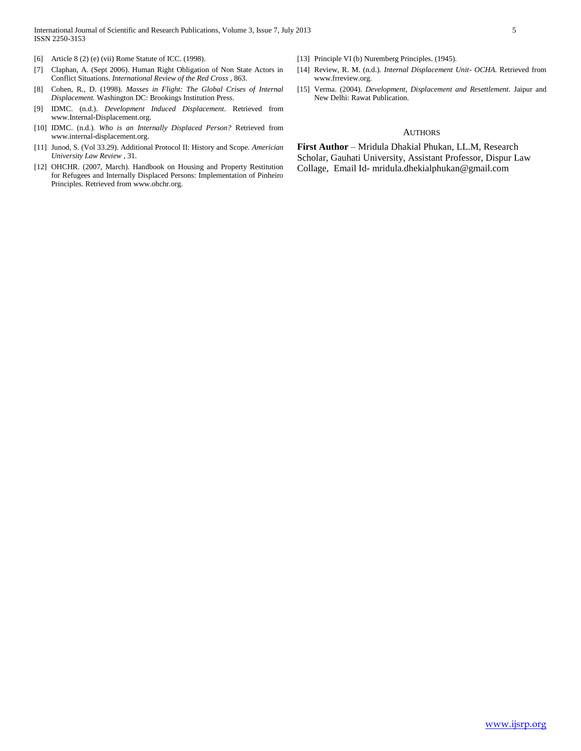[6] Article 8 (2) (e) (vii) Rome Statute of ICC. (1998).

[7] Claphan, A. (Sept 2006). Human Right Obligation of Non State Actors in Conflict Situations. *International Review of the Red Cross* , 863.

[8] Cohen, R., D. (1998). *Masses in Flight: The Global Crises of Internal Displacement.* Washington DC: Brookings Institution Press.

[9] IDMC. (n.d.). *Development Induced Displacement*. Retrieved from www.Internal-Displacement.org.

[10] IDMC. (n.d.). *Who is an Internally Displaced Person?* Retrieved from www.internal-displacement.org.

[11] Junod, S. (Vol 33.29). Additional Protocol II: History and Scope. *Americian University Law Review* , 31.

[12] OHCHR. (2007, March). Handbook on Housing and Property Restitution for Refugees and Internally Displaced Persons: Implementation of Pinheiro Principles. Retrieved from www.ohchr.org.

[13] Principle VI (b) Nuremberg Principles. (1945).

[14] Review, R. M. (n.d.). *Internal Displacement Unit- OCHA.* Retrieved from www.frreview.org.

[15] Verma. (2004). *Development, Displacement and Resettlement*. Jaipur and New Delhi: Rawat Publication.

## AUTHORS

**First Author** – Mridula Dhakial Phukan, LL.M, Research Scholar, Gauhati University, Assistant Professor, Dispur Law Collage, Email Id- mridula.dhekialphukan@gmail.com